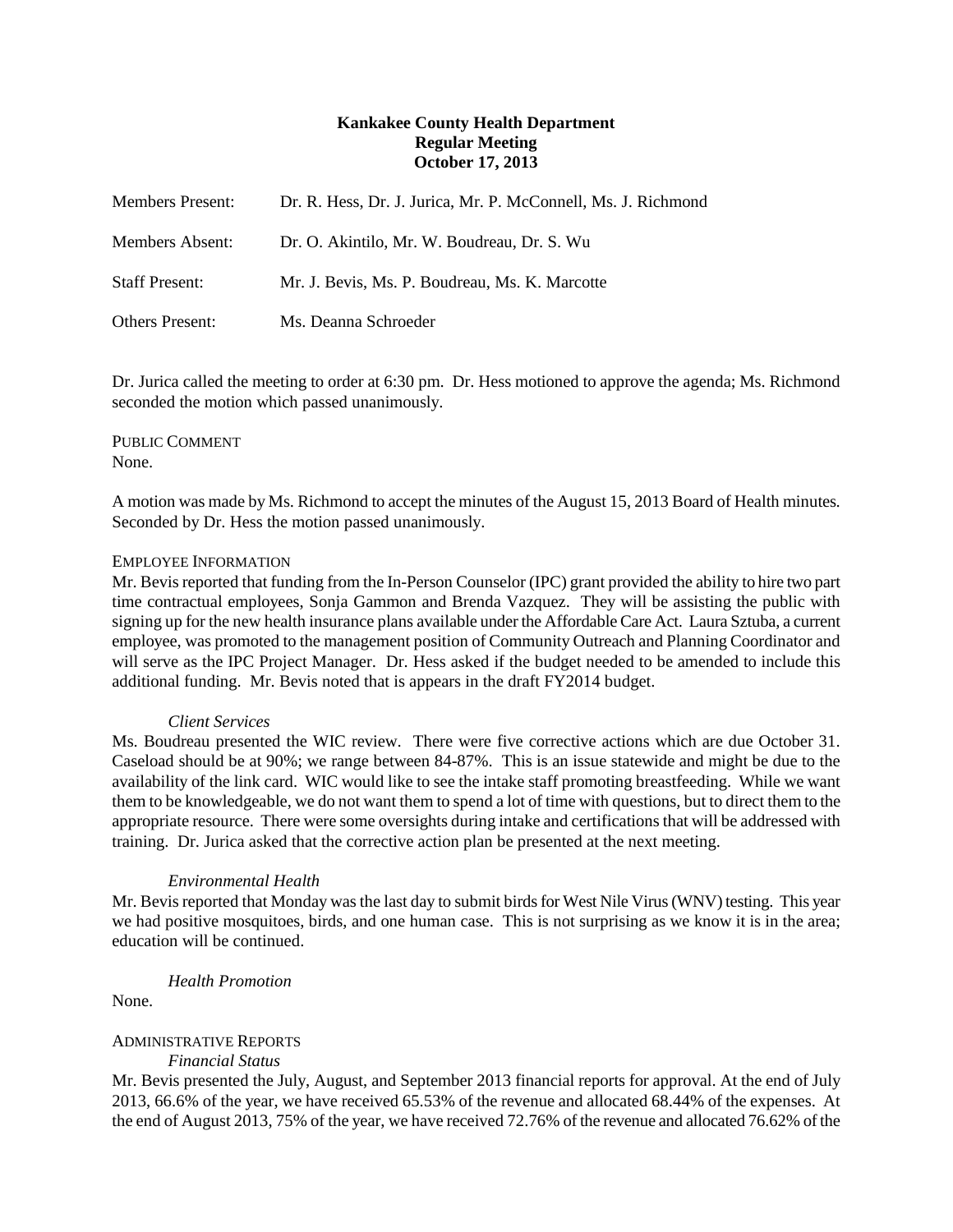# Kankakee County Health Department
## Regular Meeting
## October 17, 2013

| | |
|---|---|
| Members Present: | Dr. R. Hess, Dr. J. Jurica, Mr. P. McConnell, Ms. J. Richmond |
| Members Absent: | Dr. O. Akintilo, Mr. W. Boudreau, Dr. S. Wu |
| Staff Present: | Mr. J. Bevis, Ms. P. Boudreau, Ms. K. Marcotte |
| Others Present: | Ms. Deanna Schroeder |

Dr. Jurica called the meeting to order at 6:30 pm. Dr. Hess motioned to approve the agenda; Ms. Richmond seconded the motion which passed unanimously.

PUBLIC COMMENT
None.

A motion was made by Ms. Richmond to accept the minutes of the August 15, 2013 Board of Health minutes. Seconded by Dr. Hess the motion passed unanimously.

EMPLOYEE INFORMATION
Mr. Bevis reported that funding from the In-Person Counselor (IPC) grant provided the ability to hire two part time contractual employees, Sonja Gammon and Brenda Vazquez. They will be assisting the public with signing up for the new health insurance plans available under the Affordable Care Act. Laura Sztuba, a current employee, was promoted to the management position of Community Outreach and Planning Coordinator and will serve as the IPC Project Manager. Dr. Hess asked if the budget needed to be amended to include this additional funding. Mr. Bevis noted that is appears in the draft FY2014 budget.

*Client Services*

Ms. Boudreau presented the WIC review. There were five corrective actions which are due October 31. Caseload should be at 90%; we range between 84-87%. This is an issue statewide and might be due to the availability of the link card. WIC would like to see the intake staff promoting breastfeeding. While we want them to be knowledgeable, we do not want them to spend a lot of time with questions, but to direct them to the appropriate resource. There were some oversights during intake and certifications that will be addressed with training. Dr. Jurica asked that the corrective action plan be presented at the next meeting.

*Environmental Health*

Mr. Bevis reported that Monday was the last day to submit birds for West Nile Virus (WNV) testing. This year we had positive mosquitoes, birds, and one human case. This is not surprising as we know it is in the area; education will be continued.

*Health Promotion*

None.

ADMINISTRATIVE REPORTS

*Financial Status*

Mr. Bevis presented the July, August, and September 2013 financial reports for approval. At the end of July 2013, 66.6% of the year, we have received 65.53% of the revenue and allocated 68.44% of the expenses. At the end of August 2013, 75% of the year, we have received 72.76% of the revenue and allocated 76.62% of the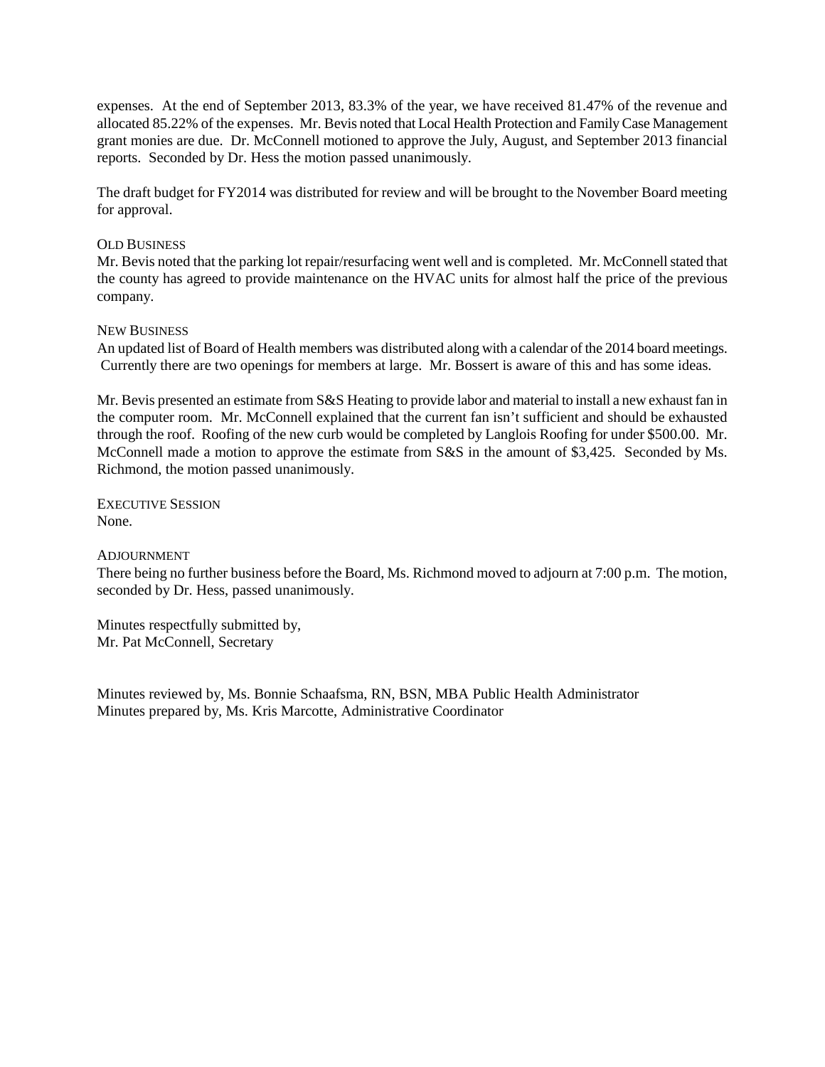expenses. At the end of September 2013, 83.3% of the year, we have received 81.47% of the revenue and allocated 85.22% of the expenses. Mr. Bevis noted that Local Health Protection and Family Case Management grant monies are due. Dr. McConnell motioned to approve the July, August, and September 2013 financial reports. Seconded by Dr. Hess the motion passed unanimously.

The draft budget for FY2014 was distributed for review and will be brought to the November Board meeting for approval.

OLD BUSINESS

Mr. Bevis noted that the parking lot repair/resurfacing went well and is completed. Mr. McConnell stated that the county has agreed to provide maintenance on the HVAC units for almost half the price of the previous company.

NEW BUSINESS

An updated list of Board of Health members was distributed along with a calendar of the 2014 board meetings. Currently there are two openings for members at large. Mr. Bossert is aware of this and has some ideas.

Mr. Bevis presented an estimate from S&S Heating to provide labor and material to install a new exhaust fan in the computer room. Mr. McConnell explained that the current fan isn't sufficient and should be exhausted through the roof. Roofing of the new curb would be completed by Langlois Roofing for under $500.00. Mr. McConnell made a motion to approve the estimate from S&S in the amount of $3,425. Seconded by Ms. Richmond, the motion passed unanimously.

EXECUTIVE SESSION

None.

ADJOURNMENT

There being no further business before the Board, Ms. Richmond moved to adjourn at 7:00 p.m. The motion, seconded by Dr. Hess, passed unanimously.

Minutes respectfully submitted by,
Mr. Pat McConnell, Secretary

Minutes reviewed by, Ms. Bonnie Schaafsma, RN, BSN, MBA Public Health Administrator
Minutes prepared by, Ms. Kris Marcotte, Administrative Coordinator